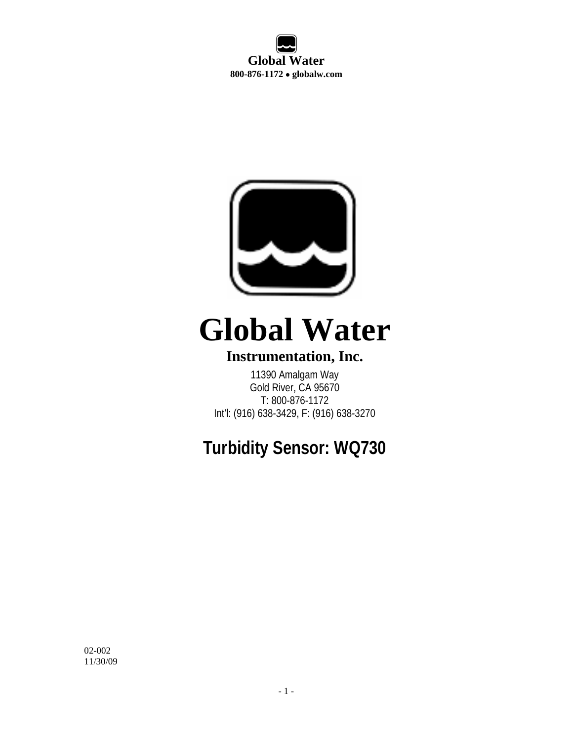**Global Water**
**800-876-1172 • globalw.com**

# Global Water

## Instrumentation, Inc.

11390 Amalgam Way
Gold River, CA 95670
T: 800-876-1172
Int'l: (916) 638-3429, F: (916) 638-3270

# Turbidity Sensor: WQ730

02-002
11/30/09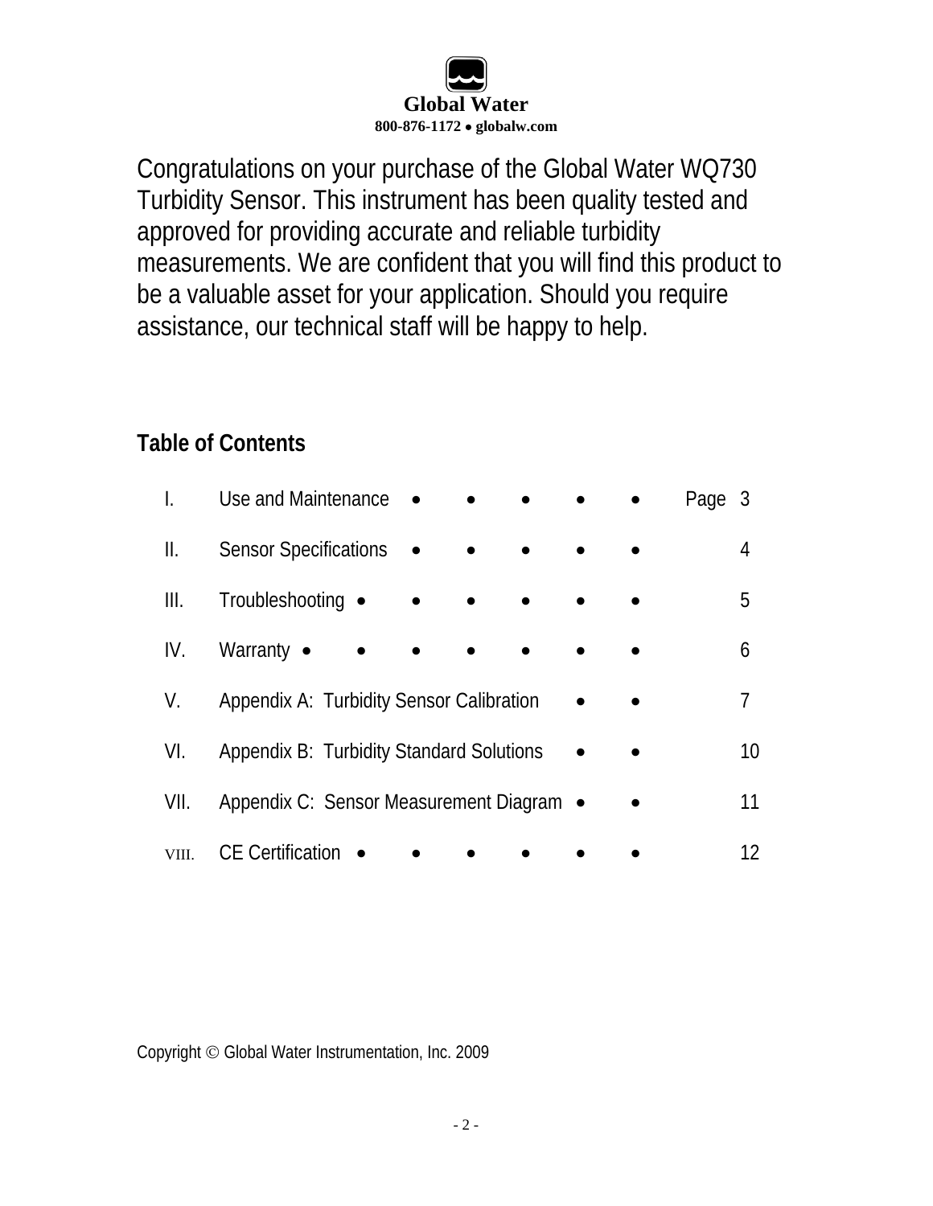**Global Water**
**800-876-1172 • globalw.com**

Congratulations on your purchase of the Global Water WQ730 Turbidity Sensor. This instrument has been quality tested and approved for providing accurate and reliable turbidity measurements. We are confident that you will find this product to be a valuable asset for your application. Should you require assistance, our technical staff will be happy to help.

## Table of Contents

| | | |
|---|---|---|
| I. | Use and Maintenance | Page 3 |
| II. | Sensor Specifications | 4 |
| III. | Troubleshooting | 5 |
| IV. | Warranty | 6 |
| V. | Appendix A: Turbidity Sensor Calibration | 7 |
| VI. | Appendix B: Turbidity Standard Solutions | 10 |
| VII. | Appendix C: Sensor Measurement Diagram | 11 |
| VIII. | CE Certification | 12 |

Copyright © Global Water Instrumentation, Inc. 2009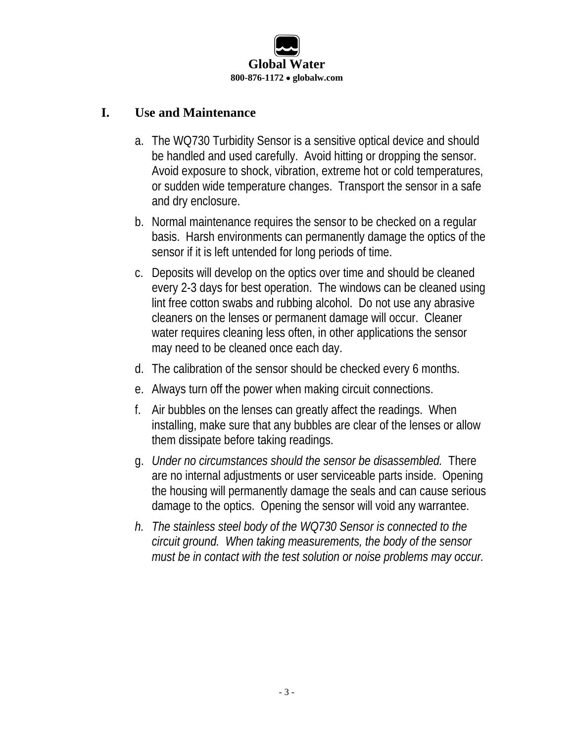## I. Use and Maintenance

a. The WQ730 Turbidity Sensor is a sensitive optical device and should be handled and used carefully. Avoid hitting or dropping the sensor. Avoid exposure to shock, vibration, extreme hot or cold temperatures, or sudden wide temperature changes. Transport the sensor in a safe and dry enclosure.

b. Normal maintenance requires the sensor to be checked on a regular basis. Harsh environments can permanently damage the optics of the sensor if it is left untended for long periods of time.

c. Deposits will develop on the optics over time and should be cleaned every 2-3 days for best operation. The windows can be cleaned using lint free cotton swabs and rubbing alcohol. Do not use any abrasive cleaners on the lenses or permanent damage will occur. Cleaner water requires cleaning less often, in other applications the sensor may need to be cleaned once each day.

d. The calibration of the sensor should be checked every 6 months.

e. Always turn off the power when making circuit connections.

f. Air bubbles on the lenses can greatly affect the readings. When installing, make sure that any bubbles are clear of the lenses or allow them dissipate before taking readings.

g. *Under no circumstances should the sensor be disassembled.* There are no internal adjustments or user serviceable parts inside. Opening the housing will permanently damage the seals and can cause serious damage to the optics. Opening the sensor will void any warrantee.

h. *The stainless steel body of the WQ730 Sensor is connected to the circuit ground. When taking measurements, the body of the sensor must be in contact with the test solution or noise problems may occur.*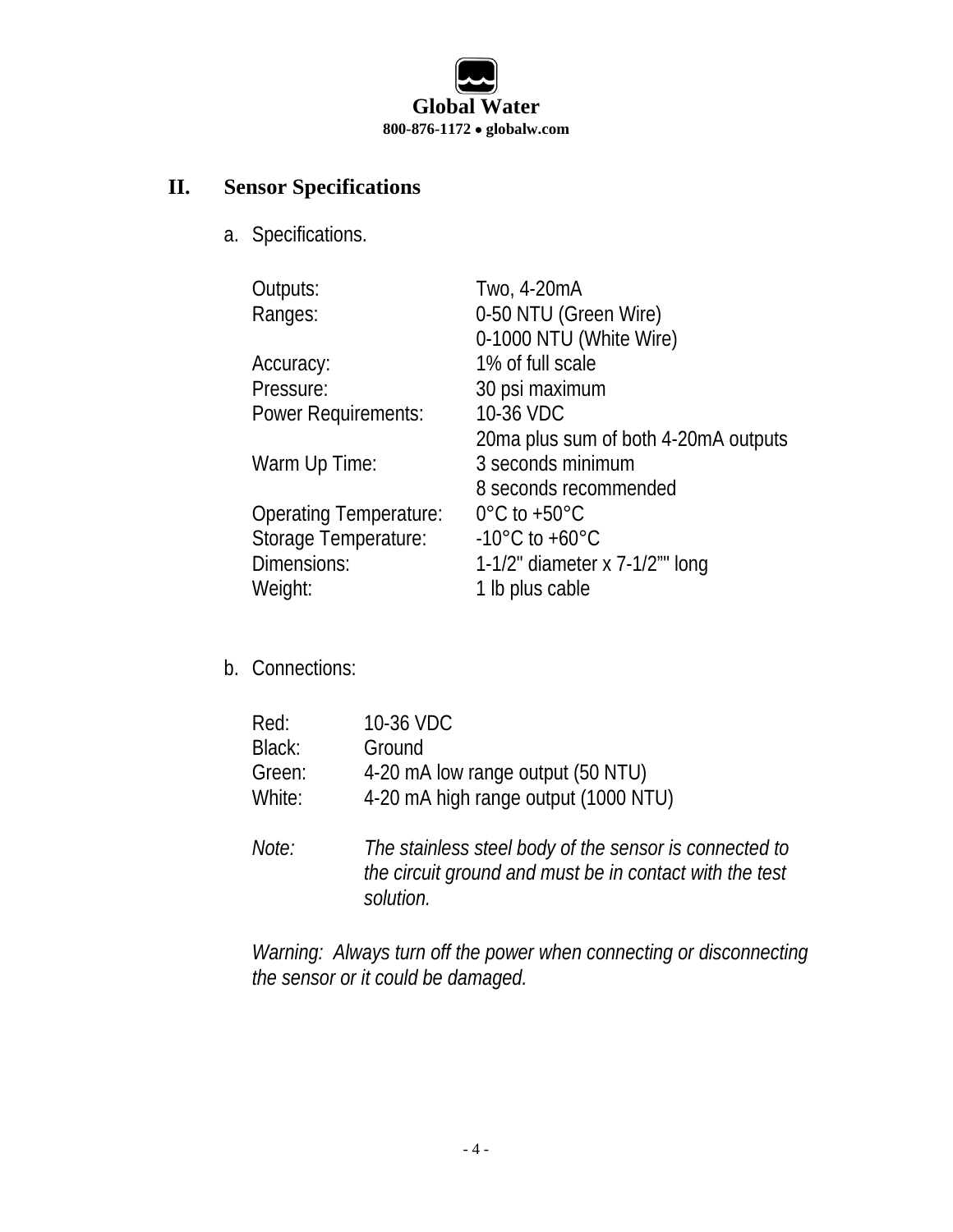## II. Sensor Specifications

a. Specifications.

| | |
|---|---|
| Outputs: | Two, 4-20mA |
| Ranges: | 0-50 NTU (Green Wire)<br>0-1000 NTU (White Wire) |
| Accuracy: | 1% of full scale |
| Pressure: | 30 psi maximum |
| Power Requirements: | 10-36 VDC<br>20ma plus sum of both 4-20mA outputs |
| Warm Up Time: | 3 seconds minimum<br>8 seconds recommended |
| Operating Temperature: | 0°C to +50°C |
| Storage Temperature: | -10°C to +60°C |
| Dimensions: | 1-1/2" diameter x 7-1/2"" long |
| Weight: | 1 lb plus cable |

b. Connections:

| | |
|---|---|
| Red: | 10-36 VDC |
| Black: | Ground |
| Green: | 4-20 mA low range output (50 NTU) |
| White: | 4-20 mA high range output (1000 NTU) |

*Note:* *The stainless steel body of the sensor is connected to the circuit ground and must be in contact with the test solution.*

*Warning: Always turn off the power when connecting or disconnecting the sensor or it could be damaged.*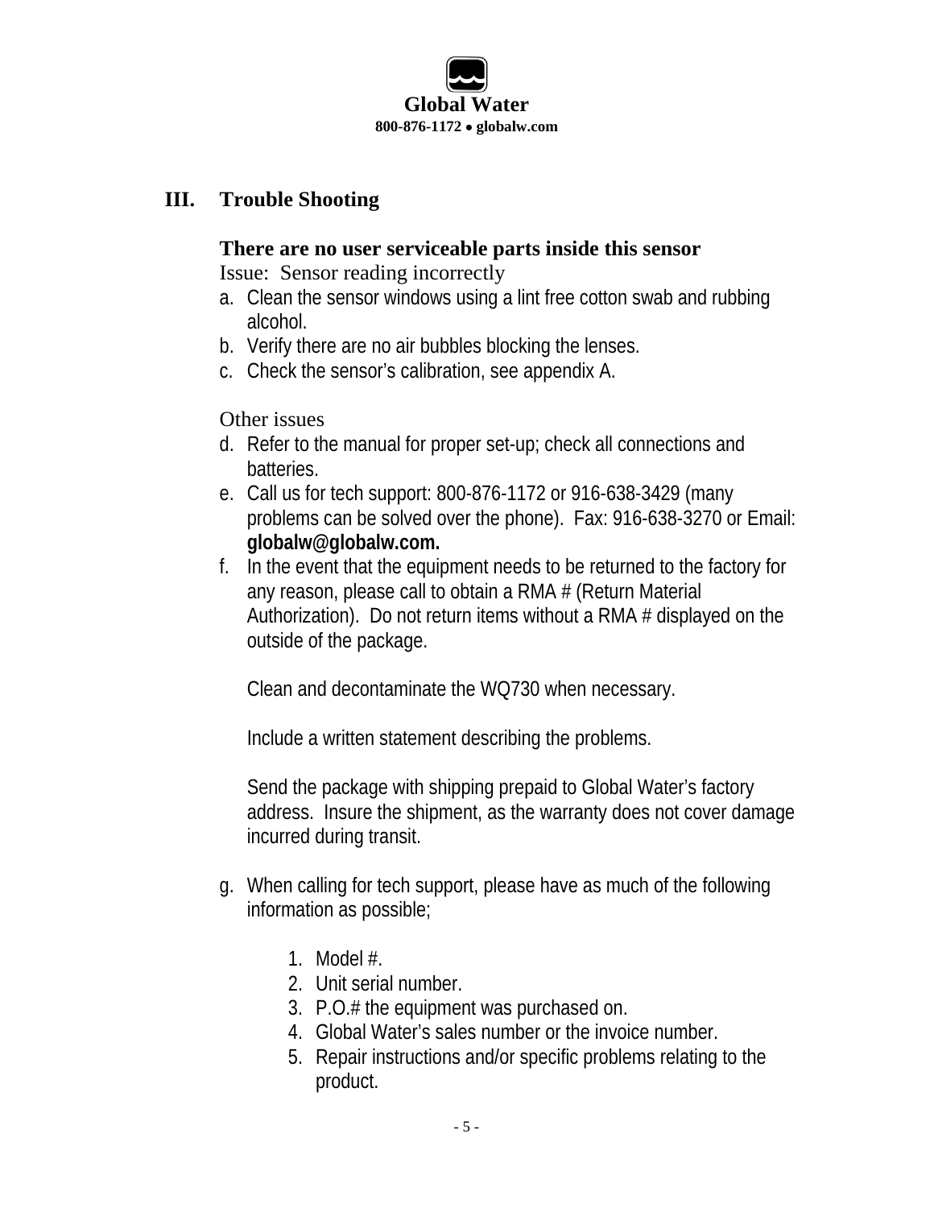## III. Trouble Shooting

**There are no user serviceable parts inside this sensor**

Issue: Sensor reading incorrectly

a. Clean the sensor windows using a lint free cotton swab and rubbing alcohol.
b. Verify there are no air bubbles blocking the lenses.
c. Check the sensor's calibration, see appendix A.

Other issues

d. Refer to the manual for proper set-up; check all connections and batteries.
e. Call us for tech support: 800-876-1172 or 916-638-3429 (many problems can be solved over the phone). Fax: 916-638-3270 or Email: **globalw@globalw.com.**
f. In the event that the equipment needs to be returned to the factory for any reason, please call to obtain a RMA # (Return Material Authorization). Do not return items without a RMA # displayed on the outside of the package.

   Clean and decontaminate the WQ730 when necessary.

   Include a written statement describing the problems.

   Send the package with shipping prepaid to Global Water's factory address. Insure the shipment, as the warranty does not cover damage incurred during transit.

g. When calling for tech support, please have as much of the following information as possible;

   1. Model #.
   2. Unit serial number.
   3. P.O.# the equipment was purchased on.
   4. Global Water's sales number or the invoice number.
   5. Repair instructions and/or specific problems relating to the product.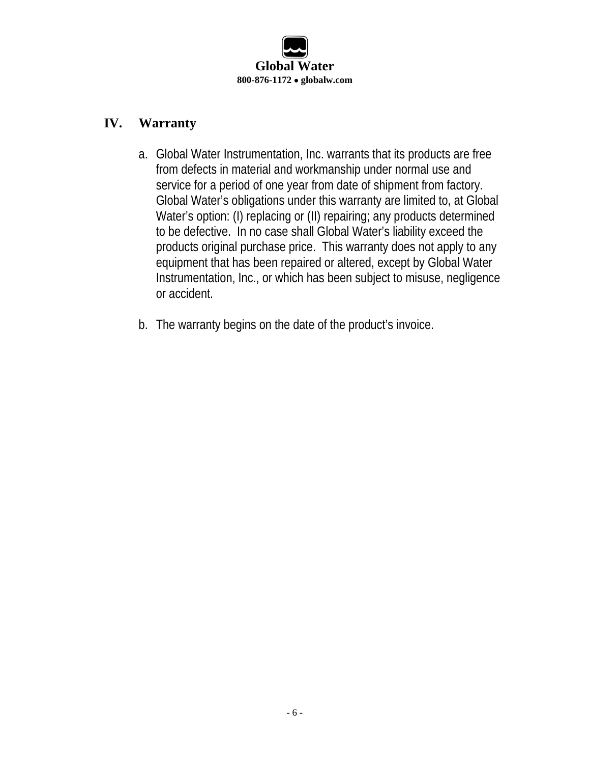## IV. Warranty

a. Global Water Instrumentation, Inc. warrants that its products are free from defects in material and workmanship under normal use and service for a period of one year from date of shipment from factory. Global Water's obligations under this warranty are limited to, at Global Water's option: (I) replacing or (II) repairing; any products determined to be defective. In no case shall Global Water's liability exceed the products original purchase price. This warranty does not apply to any equipment that has been repaired or altered, except by Global Water Instrumentation, Inc., or which has been subject to misuse, negligence or accident.

b. The warranty begins on the date of the product's invoice.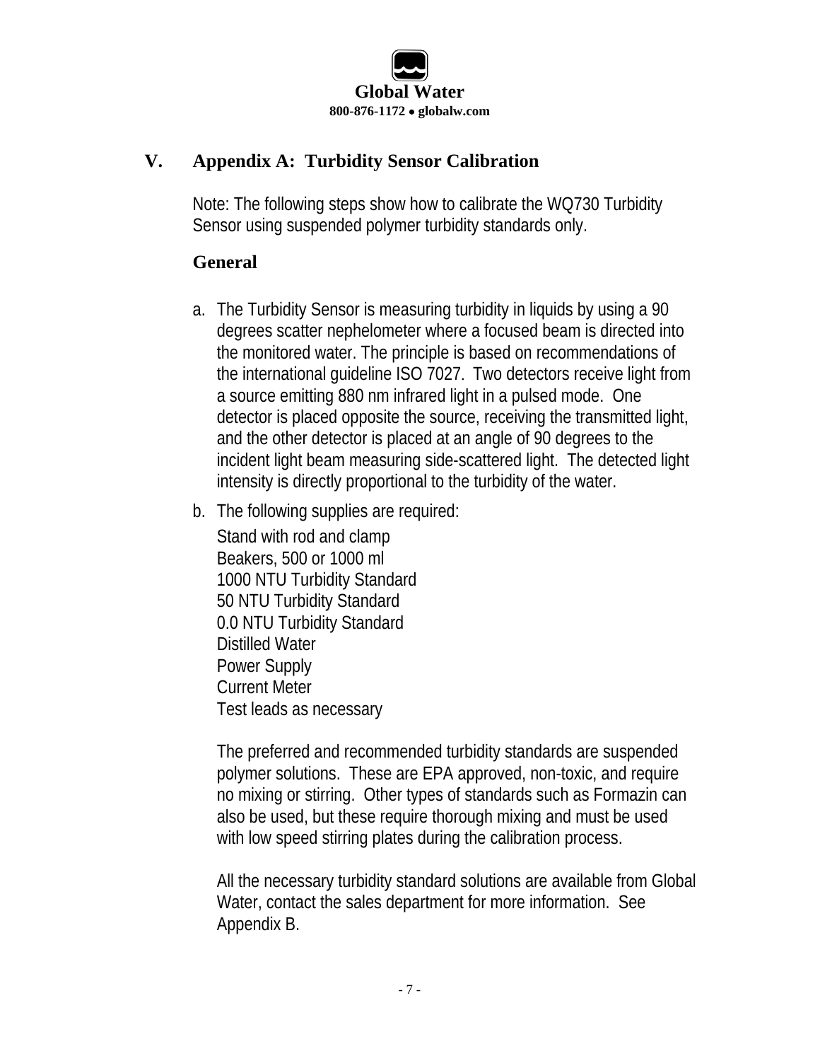## V. Appendix A: Turbidity Sensor Calibration

Note: The following steps show how to calibrate the WQ730 Turbidity Sensor using suspended polymer turbidity standards only.

### General

a. The Turbidity Sensor is measuring turbidity in liquids by using a 90 degrees scatter nephelometer where a focused beam is directed into the monitored water. The principle is based on recommendations of the international guideline ISO 7027. Two detectors receive light from a source emitting 880 nm infrared light in a pulsed mode. One detector is placed opposite the source, receiving the transmitted light, and the other detector is placed at an angle of 90 degrees to the incident light beam measuring side-scattered light. The detected light intensity is directly proportional to the turbidity of the water.

b. The following supplies are required:

   Stand with rod and clamp
   Beakers, 500 or 1000 ml
   1000 NTU Turbidity Standard
   50 NTU Turbidity Standard
   0.0 NTU Turbidity Standard
   Distilled Water
   Power Supply
   Current Meter
   Test leads as necessary

   The preferred and recommended turbidity standards are suspended polymer solutions. These are EPA approved, non-toxic, and require no mixing or stirring. Other types of standards such as Formazin can also be used, but these require thorough mixing and must be used with low speed stirring plates during the calibration process.

   All the necessary turbidity standard solutions are available from Global Water, contact the sales department for more information. See Appendix B.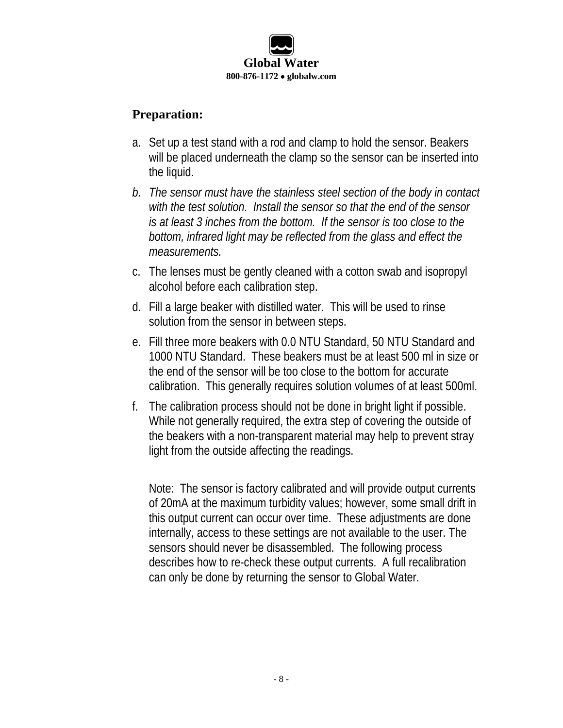## Preparation:

a. Set up a test stand with a rod and clamp to hold the sensor. Beakers will be placed underneath the clamp so the sensor can be inserted into the liquid.

*b. The sensor must have the stainless steel section of the body in contact with the test solution. Install the sensor so that the end of the sensor is at least 3 inches from the bottom. If the sensor is too close to the bottom, infrared light may be reflected from the glass and effect the measurements.*

c. The lenses must be gently cleaned with a cotton swab and isopropyl alcohol before each calibration step.

d. Fill a large beaker with distilled water. This will be used to rinse solution from the sensor in between steps.

e. Fill three more beakers with 0.0 NTU Standard, 50 NTU Standard and 1000 NTU Standard. These beakers must be at least 500 ml in size or the end of the sensor will be too close to the bottom for accurate calibration. This generally requires solution volumes of at least 500ml.

f. The calibration process should not be done in bright light if possible. While not generally required, the extra step of covering the outside of the beakers with a non-transparent material may help to prevent stray light from the outside affecting the readings.

Note: The sensor is factory calibrated and will provide output currents of 20mA at the maximum turbidity values; however, some small drift in this output current can occur over time. These adjustments are done internally, access to these settings are not available to the user. The sensors should never be disassembled. The following process describes how to re-check these output currents. A full recalibration can only be done by returning the sensor to Global Water.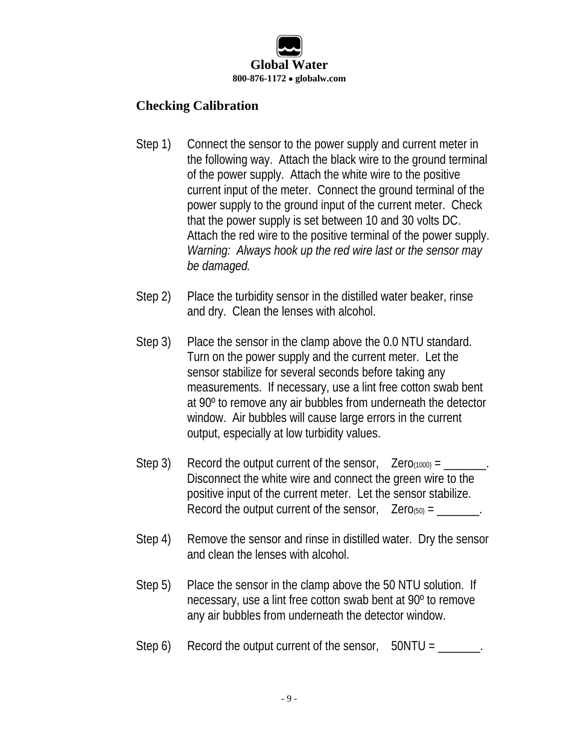## Checking Calibration

Step 1) Connect the sensor to the power supply and current meter in the following way. Attach the black wire to the ground terminal of the power supply. Attach the white wire to the positive current input of the meter. Connect the ground terminal of the power supply to the ground input of the current meter. Check that the power supply is set between 10 and 30 volts DC. Attach the red wire to the positive terminal of the power supply. *Warning: Always hook up the red wire last or the sensor may be damaged.*

Step 2) Place the turbidity sensor in the distilled water beaker, rinse and dry. Clean the lenses with alcohol.

Step 3) Place the sensor in the clamp above the 0.0 NTU standard. Turn on the power supply and the current meter. Let the sensor stabilize for several seconds before taking any measurements. If necessary, use a lint free cotton swab bent at 90º to remove any air bubbles from underneath the detector window. Air bubbles will cause large errors in the current output, especially at low turbidity values.

Step 3) Record the output current of the sensor, $Zero_{(1000)}$ = _______. Disconnect the white wire and connect the green wire to the positive input of the current meter. Let the sensor stabilize. Record the output current of the sensor, $Zero_{(50)}$ = _______.

Step 4) Remove the sensor and rinse in distilled water. Dry the sensor and clean the lenses with alcohol.

Step 5) Place the sensor in the clamp above the 50 NTU solution. If necessary, use a lint free cotton swab bent at 90º to remove any air bubbles from underneath the detector window.

Step 6) Record the output current of the sensor, 50NTU = _______.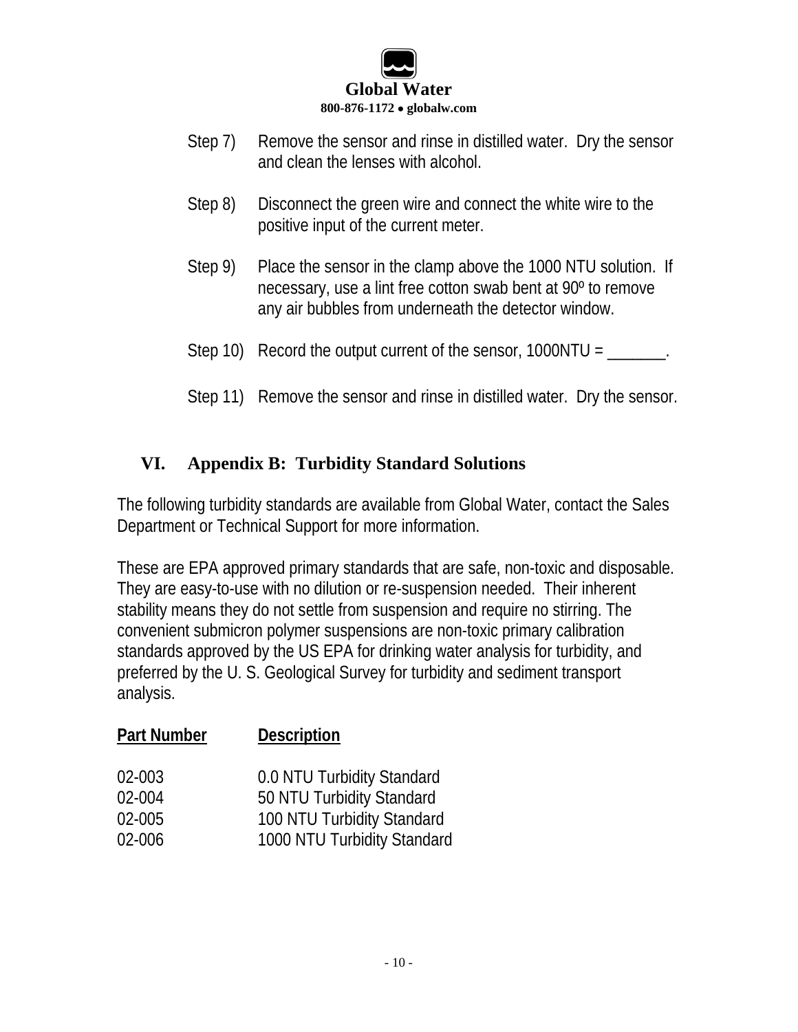Step 7) Remove the sensor and rinse in distilled water. Dry the sensor and clean the lenses with alcohol.

Step 8) Disconnect the green wire and connect the white wire to the positive input of the current meter.

Step 9) Place the sensor in the clamp above the 1000 NTU solution. If necessary, use a lint free cotton swab bent at 90º to remove any air bubbles from underneath the detector window.

Step 10) Record the output current of the sensor, 1000NTU = _______.

Step 11) Remove the sensor and rinse in distilled water. Dry the sensor.

## VI. Appendix B: Turbidity Standard Solutions

The following turbidity standards are available from Global Water, contact the Sales Department or Technical Support for more information.

These are EPA approved primary standards that are safe, non-toxic and disposable. They are easy-to-use with no dilution or re-suspension needed. Their inherent stability means they do not settle from suspension and require no stirring. The convenient submicron polymer suspensions are non-toxic primary calibration standards approved by the US EPA for drinking water analysis for turbidity, and preferred by the U. S. Geological Survey for turbidity and sediment transport analysis.

| Part Number | Description |
|---|---|
| 02-003 | 0.0 NTU Turbidity Standard |
| 02-004 | 50 NTU Turbidity Standard |
| 02-005 | 100 NTU Turbidity Standard |
| 02-006 | 1000 NTU Turbidity Standard |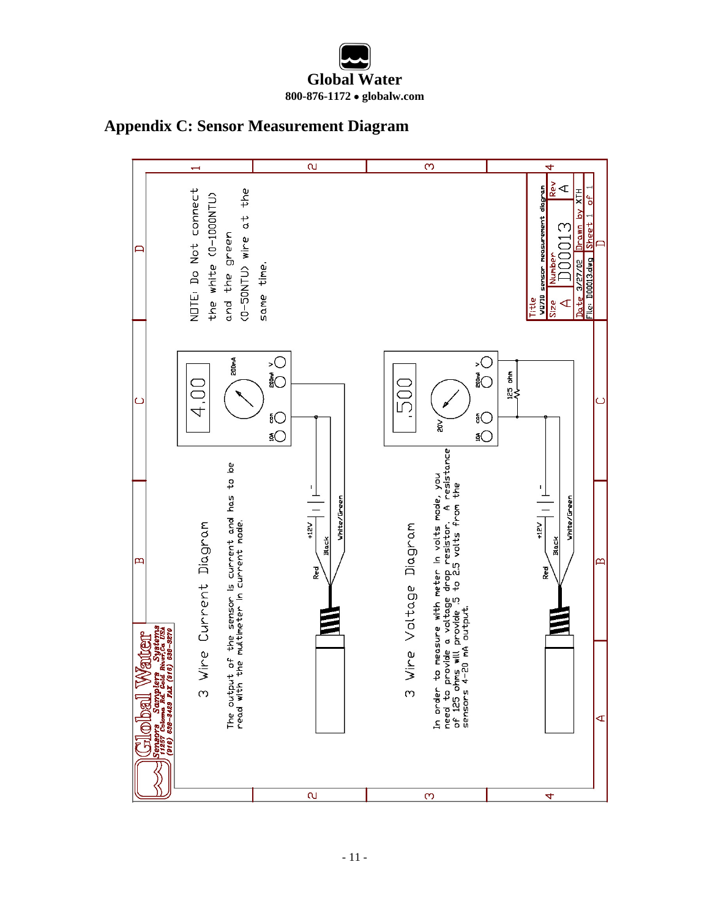# Appendix C: Sensor Measurement Diagram

NOTE: Do Not connect the white (0-1000NTU) and the green (0-50NTU) wire at the same time.

## 3 Wire Current Diagram

The output of the sensor is current and has to be read with the multimeter in current mode.

4.00

10A COM 200mA 200mA V

+12V

Red

Black

White/Green

## 3 Wire Voltage Diagram

In order to measure with meter in volts mode, you need to provide a voltage drop resistor. A resistance of 125 ohms will provide .5 to 2.5 volts from the sensors 4-20 mA output.

.500

20V

10A COM 200mA V

125 ohm

+12V

Red

Black

White/Green

Global Water
Sensors Samplers Systems
11257 Coloma Rd. Gold River, Ca USA
(916) 638-3429 FAX (916) 638-3270

| Title | | |
|---|---|---|
| WQ710 sensor measurement diagram | | |
| Size | Number | Rev |
| A | D00013 | A |
| Date 3/27/02 | Drawn by XTH | |
| File: D00013.dwg | Sheet 1 of 1 | |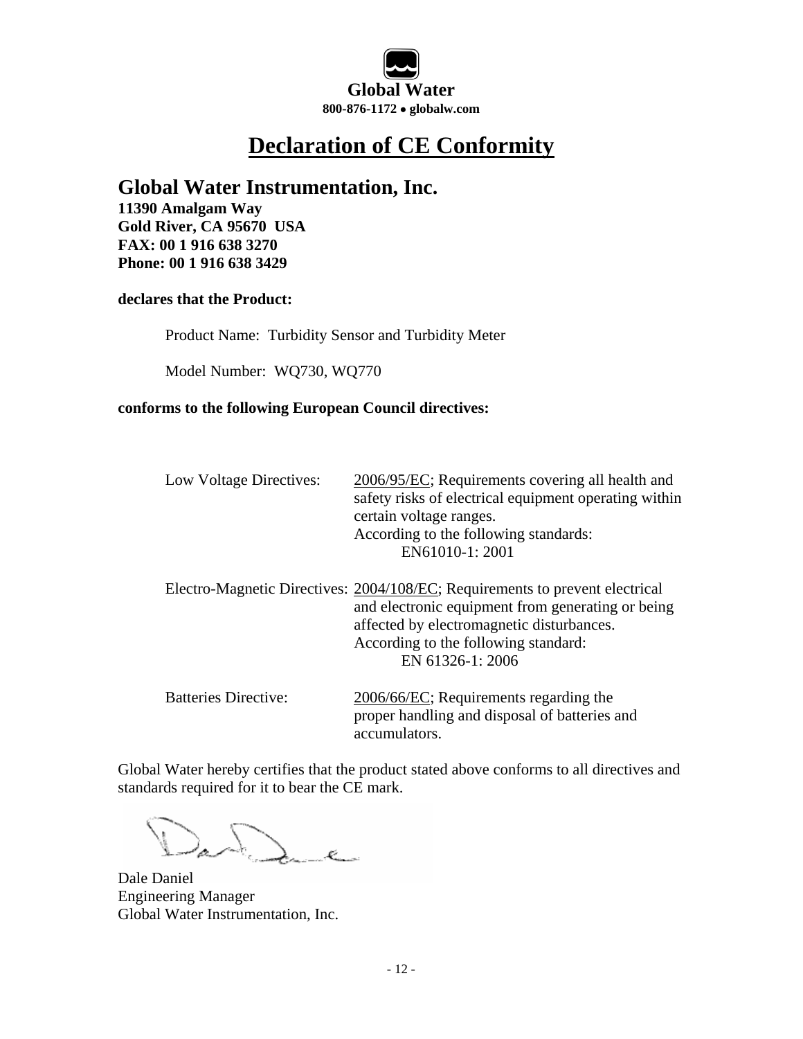**Global Water**

**800-876-1172 • globalw.com**

# Declaration of CE Conformity

## Global Water Instrumentation, Inc.

**11390 Amalgam Way**
**Gold River, CA 95670 USA**
**FAX: 00 1 916 638 3270**
**Phone: 00 1 916 638 3429**

**declares that the Product:**

Product Name: Turbidity Sensor and Turbidity Meter

Model Number: WQ730, WQ770

**conforms to the following European Council directives:**

| | |
|---|---|
| Low Voltage Directives: | 2006/95/EC; Requirements covering all health and safety risks of electrical equipment operating within certain voltage ranges. According to the following standards: EN61010-1: 2001 |
| Electro-Magnetic Directives: | 2004/108/EC; Requirements to prevent electrical and electronic equipment from generating or being affected by electromagnetic disturbances. According to the following standard: EN 61326-1: 2006 |
| Batteries Directive: | 2006/66/EC; Requirements regarding the proper handling and disposal of batteries and accumulators. |

Global Water hereby certifies that the product stated above conforms to all directives and standards required for it to bear the CE mark.

Dale Daniel
Engineering Manager
Global Water Instrumentation, Inc.